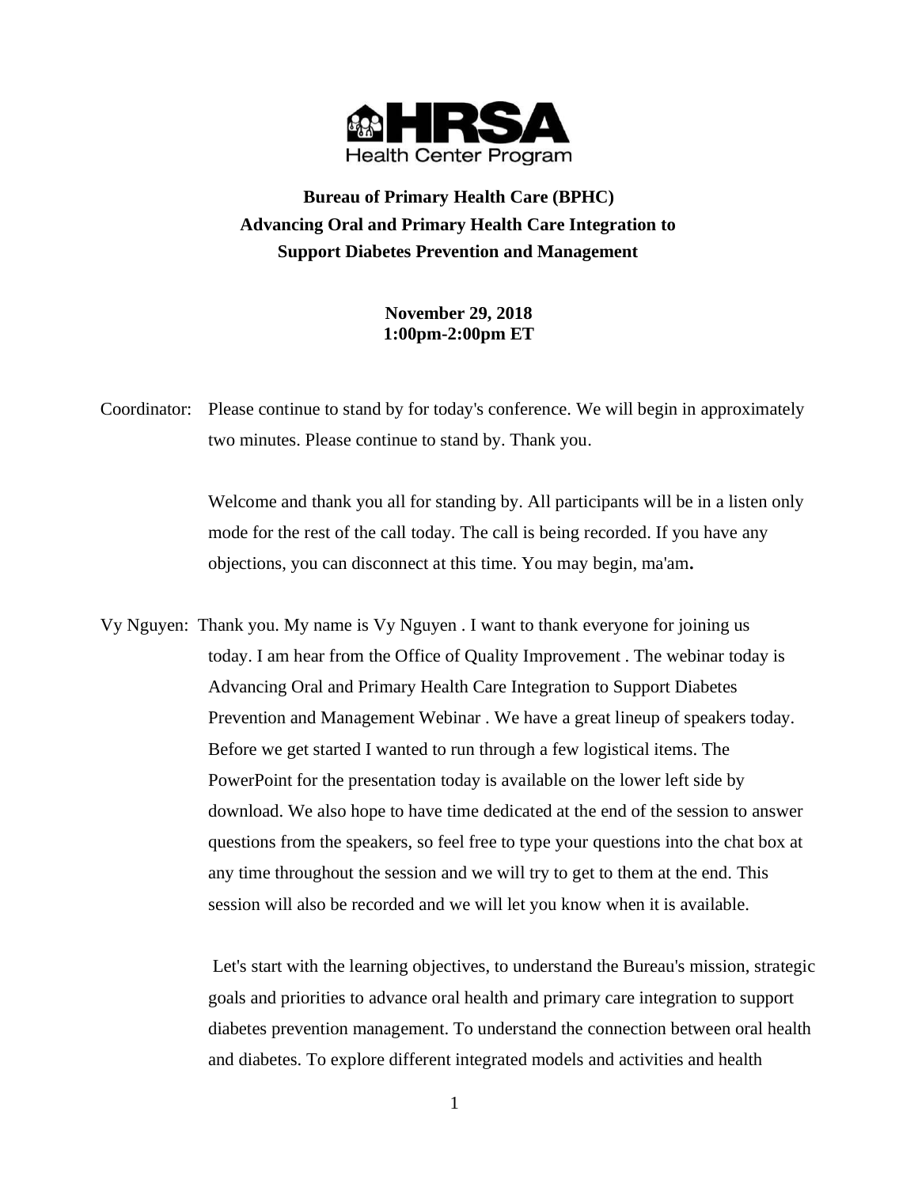**HRSA Health Center Program**

# Bureau of Primary Health Care (BPHC)
# Advancing Oral and Primary Health Care Integration to Support Diabetes Prevention and Management

**November 29, 2018**
**1:00pm-2:00pm ET**

Coordinator: Please continue to stand by for today's conference. We will begin in approximately two minutes. Please continue to stand by. Thank you.

Welcome and thank you all for standing by. All participants will be in a listen only mode for the rest of the call today. The call is being recorded. If you have any objections, you can disconnect at this time. You may begin, ma'am**.**

Vy Nguyen: Thank you. My name is Vy Nguyen . I want to thank everyone for joining us today. I am hear from the Office of Quality Improvement . The webinar today is Advancing Oral and Primary Health Care Integration to Support Diabetes Prevention and Management Webinar . We have a great lineup of speakers today. Before we get started I wanted to run through a few logistical items. The PowerPoint for the presentation today is available on the lower left side by download. We also hope to have time dedicated at the end of the session to answer questions from the speakers, so feel free to type your questions into the chat box at any time throughout the session and we will try to get to them at the end. This session will also be recorded and we will let you know when it is available.

Let's start with the learning objectives, to understand the Bureau's mission, strategic goals and priorities to advance oral health and primary care integration to support diabetes prevention management. To understand the connection between oral health and diabetes. To explore different integrated models and activities and health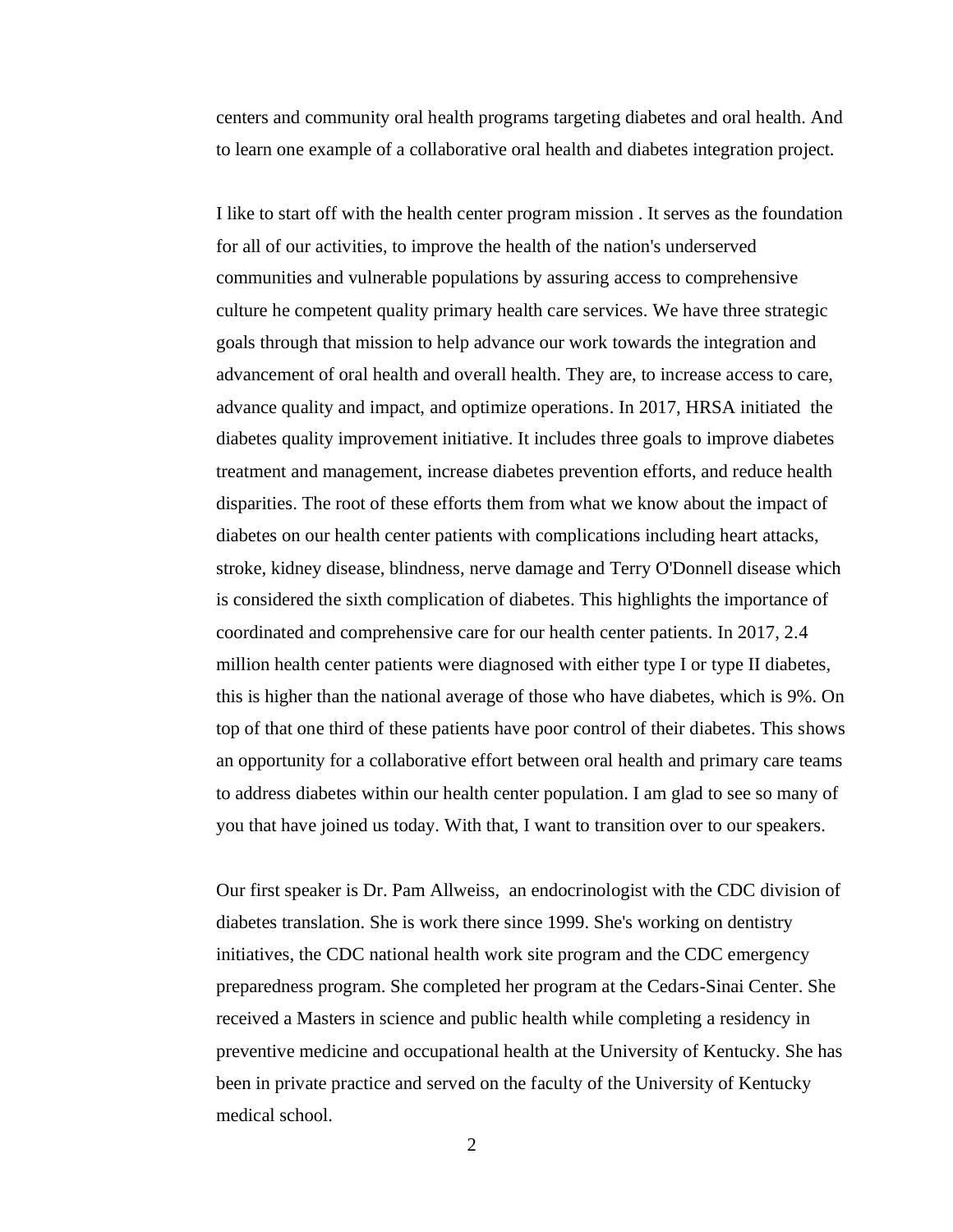centers and community oral health programs targeting diabetes and oral health. And to learn one example of a collaborative oral health and diabetes integration project.

I like to start off with the health center program mission . It serves as the foundation for all of our activities, to improve the health of the nation's underserved communities and vulnerable populations by assuring access to comprehensive culture he competent quality primary health care services. We have three strategic goals through that mission to help advance our work towards the integration and advancement of oral health and overall health. They are, to increase access to care, advance quality and impact, and optimize operations. In 2017, HRSA initiated the diabetes quality improvement initiative. It includes three goals to improve diabetes treatment and management, increase diabetes prevention efforts, and reduce health disparities. The root of these efforts them from what we know about the impact of diabetes on our health center patients with complications including heart attacks, stroke, kidney disease, blindness, nerve damage and Terry O'Donnell disease which is considered the sixth complication of diabetes. This highlights the importance of coordinated and comprehensive care for our health center patients. In 2017, 2.4 million health center patients were diagnosed with either type I or type II diabetes, this is higher than the national average of those who have diabetes, which is 9%. On top of that one third of these patients have poor control of their diabetes. This shows an opportunity for a collaborative effort between oral health and primary care teams to address diabetes within our health center population. I am glad to see so many of you that have joined us today. With that, I want to transition over to our speakers.

Our first speaker is Dr. Pam Allweiss, an endocrinologist with the CDC division of diabetes translation. She is work there since 1999. She's working on dentistry initiatives, the CDC national health work site program and the CDC emergency preparedness program. She completed her program at the Cedars-Sinai Center. She received a Masters in science and public health while completing a residency in preventive medicine and occupational health at the University of Kentucky. She has been in private practice and served on the faculty of the University of Kentucky medical school.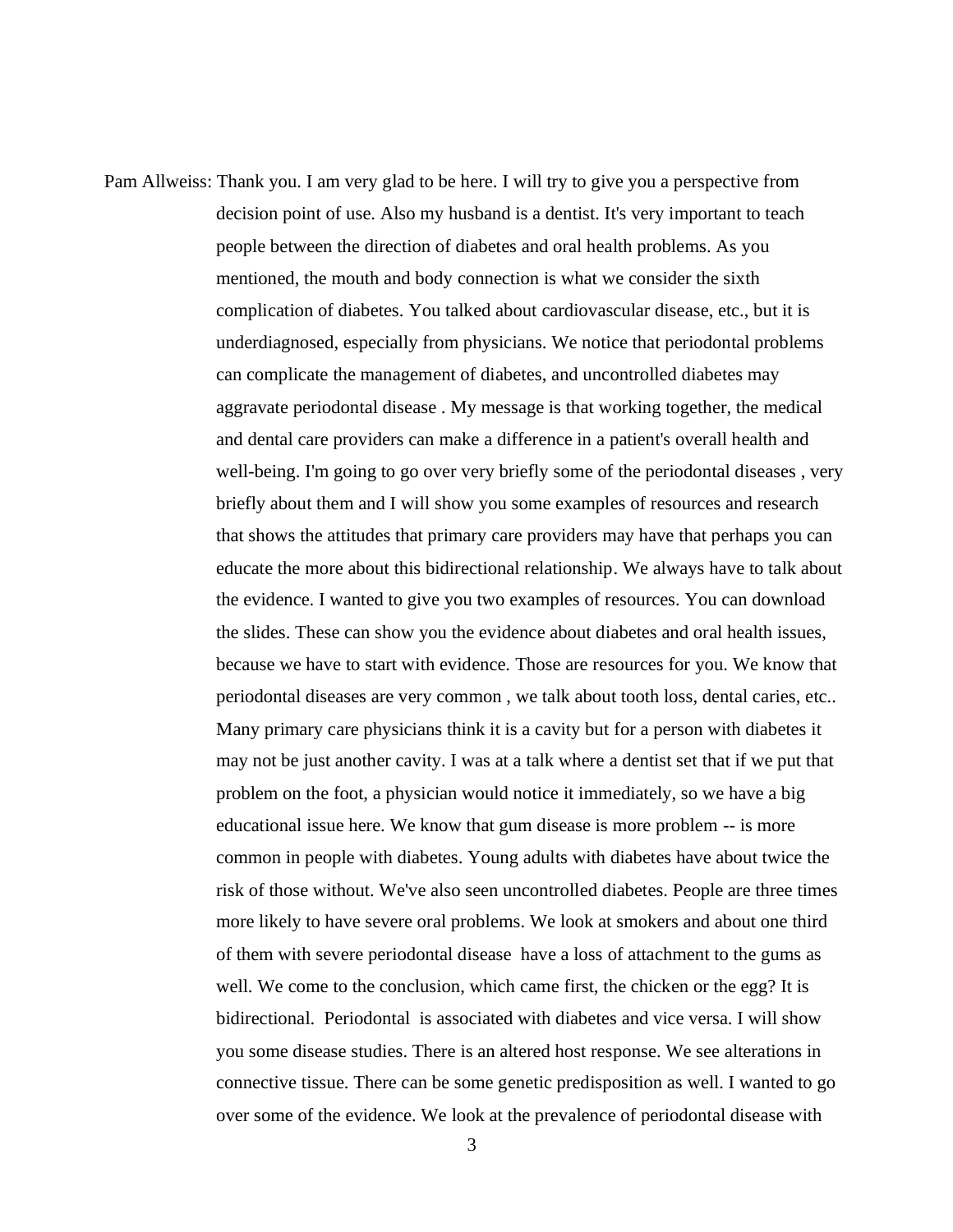Pam Allweiss: Thank you. I am very glad to be here. I will try to give you a perspective from decision point of use. Also my husband is a dentist. It's very important to teach people between the direction of diabetes and oral health problems. As you mentioned, the mouth and body connection is what we consider the sixth complication of diabetes. You talked about cardiovascular disease, etc., but it is underdiagnosed, especially from physicians. We notice that periodontal problems can complicate the management of diabetes, and uncontrolled diabetes may aggravate periodontal disease . My message is that working together, the medical and dental care providers can make a difference in a patient's overall health and well-being. I'm going to go over very briefly some of the periodontal diseases , very briefly about them and I will show you some examples of resources and research that shows the attitudes that primary care providers may have that perhaps you can educate the more about this bidirectional relationship. We always have to talk about the evidence. I wanted to give you two examples of resources. You can download the slides. These can show you the evidence about diabetes and oral health issues, because we have to start with evidence. Those are resources for you. We know that periodontal diseases are very common , we talk about tooth loss, dental caries, etc.. Many primary care physicians think it is a cavity but for a person with diabetes it may not be just another cavity. I was at a talk where a dentist set that if we put that problem on the foot, a physician would notice it immediately, so we have a big educational issue here. We know that gum disease is more problem -- is more common in people with diabetes. Young adults with diabetes have about twice the risk of those without. We've also seen uncontrolled diabetes. People are three times more likely to have severe oral problems. We look at smokers and about one third of them with severe periodontal disease have a loss of attachment to the gums as well. We come to the conclusion, which came first, the chicken or the egg? It is bidirectional. Periodontal is associated with diabetes and vice versa. I will show you some disease studies. There is an altered host response. We see alterations in connective tissue. There can be some genetic predisposition as well. I wanted to go over some of the evidence. We look at the prevalence of periodontal disease with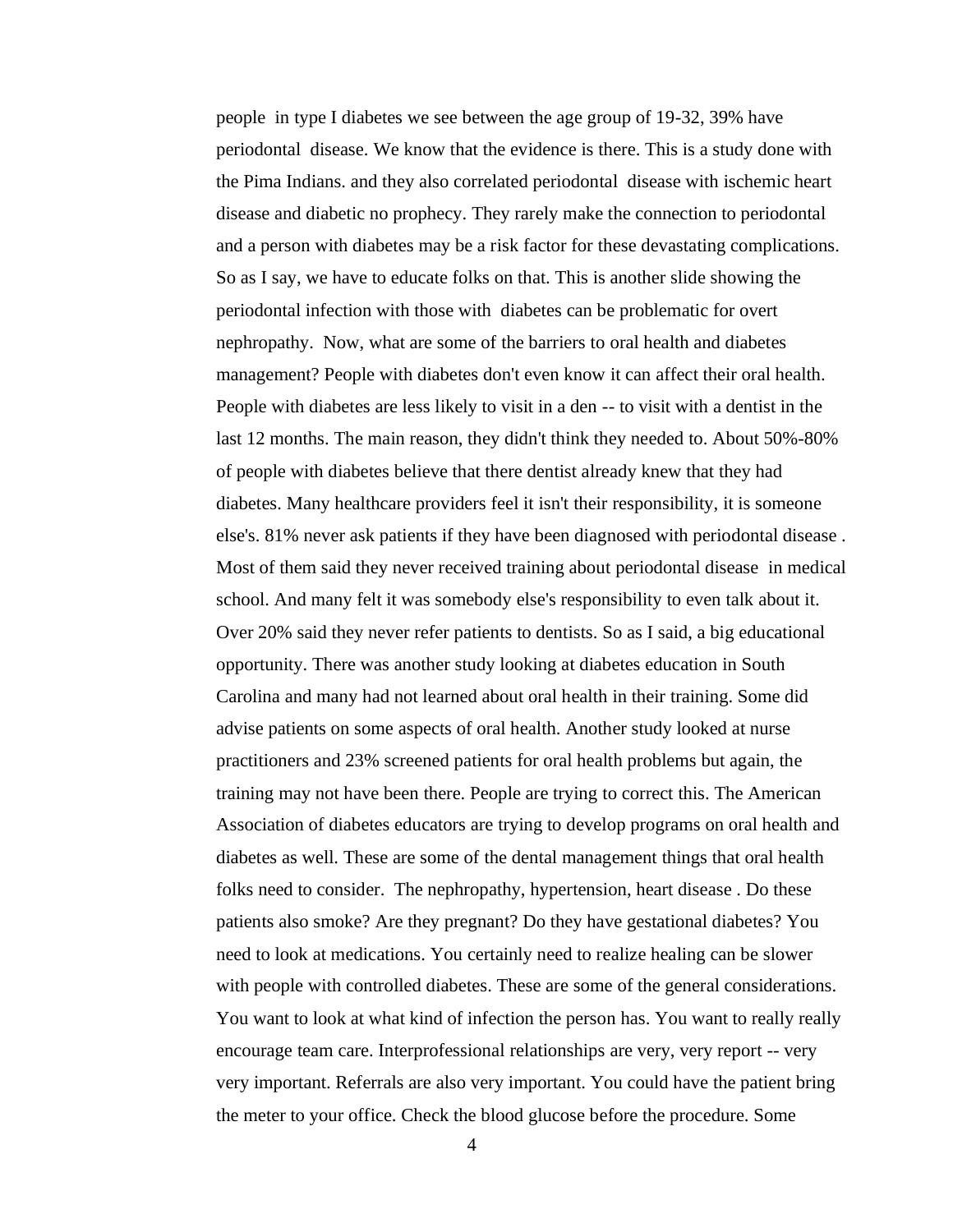people in type I diabetes we see between the age group of 19-32, 39% have periodontal disease. We know that the evidence is there. This is a study done with the Pima Indians. and they also correlated periodontal disease with ischemic heart disease and diabetic no prophecy. They rarely make the connection to periodontal and a person with diabetes may be a risk factor for these devastating complications. So as I say, we have to educate folks on that. This is another slide showing the periodontal infection with those with diabetes can be problematic for overt nephropathy. Now, what are some of the barriers to oral health and diabetes management? People with diabetes don't even know it can affect their oral health. People with diabetes are less likely to visit in a den -- to visit with a dentist in the last 12 months. The main reason, they didn't think they needed to. About 50%-80% of people with diabetes believe that there dentist already knew that they had diabetes. Many healthcare providers feel it isn't their responsibility, it is someone else's. 81% never ask patients if they have been diagnosed with periodontal disease . Most of them said they never received training about periodontal disease in medical school. And many felt it was somebody else's responsibility to even talk about it. Over 20% said they never refer patients to dentists. So as I said, a big educational opportunity. There was another study looking at diabetes education in South Carolina and many had not learned about oral health in their training. Some did advise patients on some aspects of oral health. Another study looked at nurse practitioners and 23% screened patients for oral health problems but again, the training may not have been there. People are trying to correct this. The American Association of diabetes educators are trying to develop programs on oral health and diabetes as well. These are some of the dental management things that oral health folks need to consider. The nephropathy, hypertension, heart disease . Do these patients also smoke? Are they pregnant? Do they have gestational diabetes? You need to look at medications. You certainly need to realize healing can be slower with people with controlled diabetes. These are some of the general considerations. You want to look at what kind of infection the person has. You want to really really encourage team care. Interprofessional relationships are very, very report -- very very important. Referrals are also very important. You could have the patient bring the meter to your office. Check the blood glucose before the procedure. Some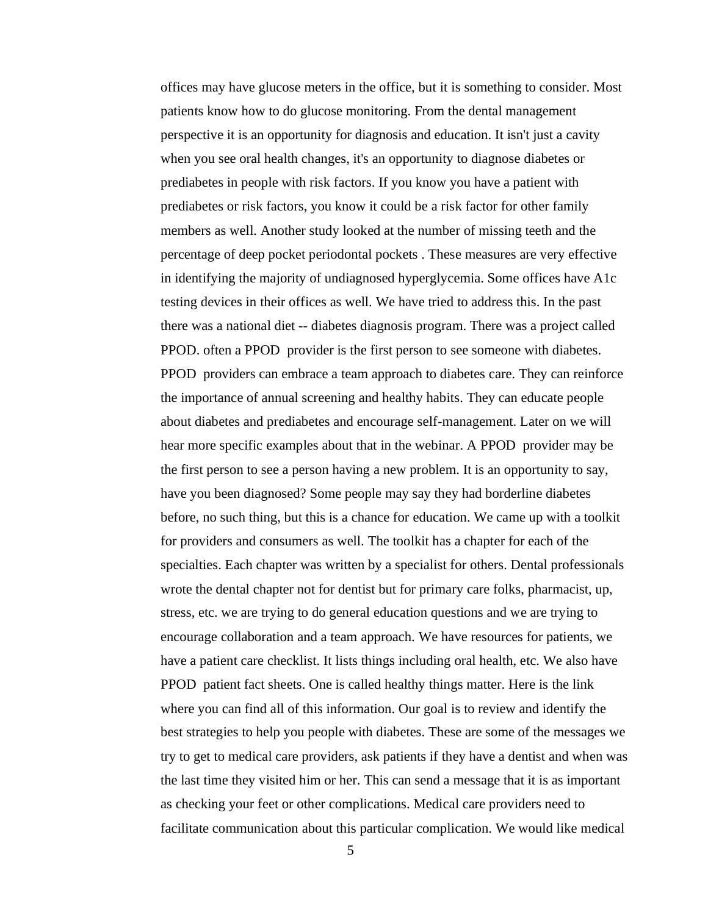offices may have glucose meters in the office, but it is something to consider. Most patients know how to do glucose monitoring. From the dental management perspective it is an opportunity for diagnosis and education. It isn't just a cavity when you see oral health changes, it's an opportunity to diagnose diabetes or prediabetes in people with risk factors. If you know you have a patient with prediabetes or risk factors, you know it could be a risk factor for other family members as well. Another study looked at the number of missing teeth and the percentage of deep pocket periodontal pockets . These measures are very effective in identifying the majority of undiagnosed hyperglycemia. Some offices have A1c testing devices in their offices as well. We have tried to address this. In the past there was a national diet -- diabetes diagnosis program. There was a project called PPOD. often a PPOD provider is the first person to see someone with diabetes. PPOD providers can embrace a team approach to diabetes care. They can reinforce the importance of annual screening and healthy habits. They can educate people about diabetes and prediabetes and encourage self-management. Later on we will hear more specific examples about that in the webinar. A PPOD provider may be the first person to see a person having a new problem. It is an opportunity to say, have you been diagnosed? Some people may say they had borderline diabetes before, no such thing, but this is a chance for education. We came up with a toolkit for providers and consumers as well. The toolkit has a chapter for each of the specialties. Each chapter was written by a specialist for others. Dental professionals wrote the dental chapter not for dentist but for primary care folks, pharmacist, up, stress, etc. we are trying to do general education questions and we are trying to encourage collaboration and a team approach. We have resources for patients, we have a patient care checklist. It lists things including oral health, etc. We also have PPOD patient fact sheets. One is called healthy things matter. Here is the link where you can find all of this information. Our goal is to review and identify the best strategies to help you people with diabetes. These are some of the messages we try to get to medical care providers, ask patients if they have a dentist and when was the last time they visited him or her. This can send a message that it is as important as checking your feet or other complications. Medical care providers need to facilitate communication about this particular complication. We would like medical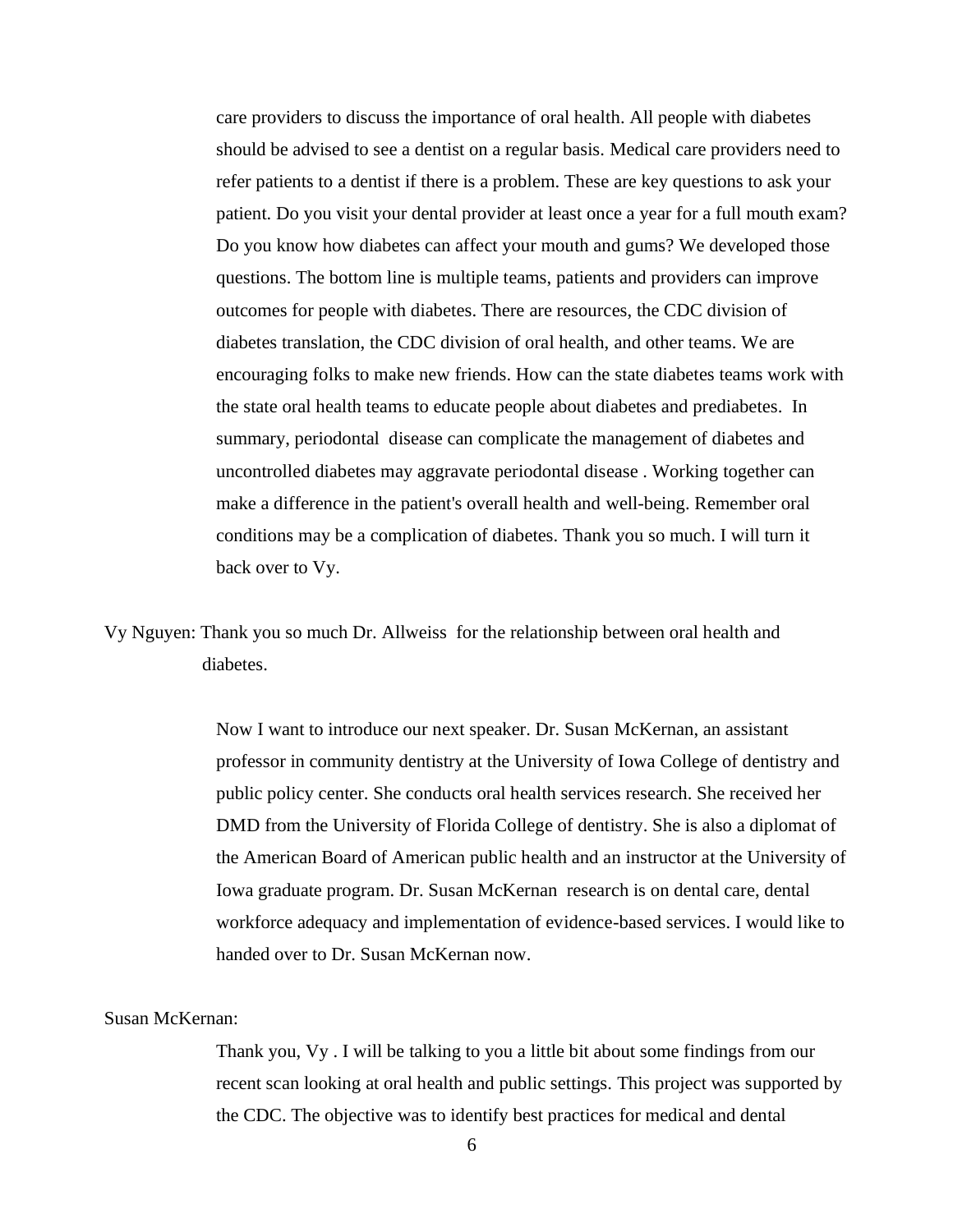care providers to discuss the importance of oral health. All people with diabetes should be advised to see a dentist on a regular basis. Medical care providers need to refer patients to a dentist if there is a problem. These are key questions to ask your patient. Do you visit your dental provider at least once a year for a full mouth exam? Do you know how diabetes can affect your mouth and gums? We developed those questions. The bottom line is multiple teams, patients and providers can improve outcomes for people with diabetes. There are resources, the CDC division of diabetes translation, the CDC division of oral health, and other teams. We are encouraging folks to make new friends. How can the state diabetes teams work with the state oral health teams to educate people about diabetes and prediabetes. In summary, periodontal disease can complicate the management of diabetes and uncontrolled diabetes may aggravate periodontal disease . Working together can make a difference in the patient's overall health and well-being. Remember oral conditions may be a complication of diabetes. Thank you so much. I will turn it back over to Vy.

Vy Nguyen: Thank you so much Dr. Allweiss for the relationship between oral health and diabetes.

Now I want to introduce our next speaker. Dr. Susan McKernan, an assistant professor in community dentistry at the University of Iowa College of dentistry and public policy center. She conducts oral health services research. She received her DMD from the University of Florida College of dentistry. She is also a diplomat of the American Board of American public health and an instructor at the University of Iowa graduate program. Dr. Susan McKernan research is on dental care, dental workforce adequacy and implementation of evidence-based services. I would like to handed over to Dr. Susan McKernan now.

Susan McKernan:

Thank you, Vy . I will be talking to you a little bit about some findings from our recent scan looking at oral health and public settings. This project was supported by the CDC. The objective was to identify best practices for medical and dental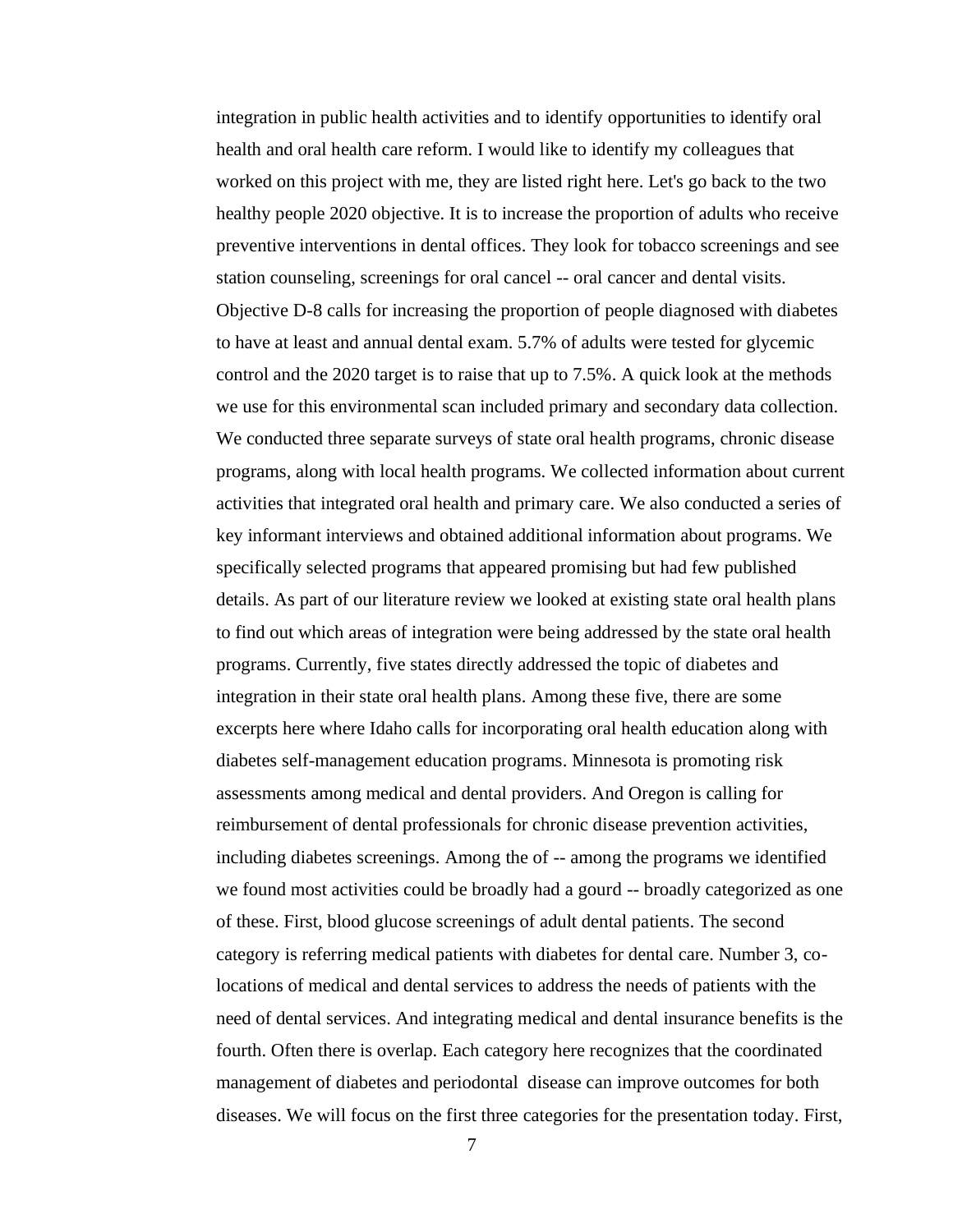integration in public health activities and to identify opportunities to identify oral health and oral health care reform. I would like to identify my colleagues that worked on this project with me, they are listed right here. Let's go back to the two healthy people 2020 objective. It is to increase the proportion of adults who receive preventive interventions in dental offices. They look for tobacco screenings and see station counseling, screenings for oral cancel -- oral cancer and dental visits. Objective D-8 calls for increasing the proportion of people diagnosed with diabetes to have at least and annual dental exam. 5.7% of adults were tested for glycemic control and the 2020 target is to raise that up to 7.5%. A quick look at the methods we use for this environmental scan included primary and secondary data collection. We conducted three separate surveys of state oral health programs, chronic disease programs, along with local health programs. We collected information about current activities that integrated oral health and primary care. We also conducted a series of key informant interviews and obtained additional information about programs. We specifically selected programs that appeared promising but had few published details. As part of our literature review we looked at existing state oral health plans to find out which areas of integration were being addressed by the state oral health programs. Currently, five states directly addressed the topic of diabetes and integration in their state oral health plans. Among these five, there are some excerpts here where Idaho calls for incorporating oral health education along with diabetes self-management education programs. Minnesota is promoting risk assessments among medical and dental providers. And Oregon is calling for reimbursement of dental professionals for chronic disease prevention activities, including diabetes screenings. Among the of -- among the programs we identified we found most activities could be broadly had a gourd -- broadly categorized as one of these. First, blood glucose screenings of adult dental patients. The second category is referring medical patients with diabetes for dental care. Number 3, co-locations of medical and dental services to address the needs of patients with the need of dental services. And integrating medical and dental insurance benefits is the fourth. Often there is overlap. Each category here recognizes that the coordinated management of diabetes and periodontal disease can improve outcomes for both diseases. We will focus on the first three categories for the presentation today. First,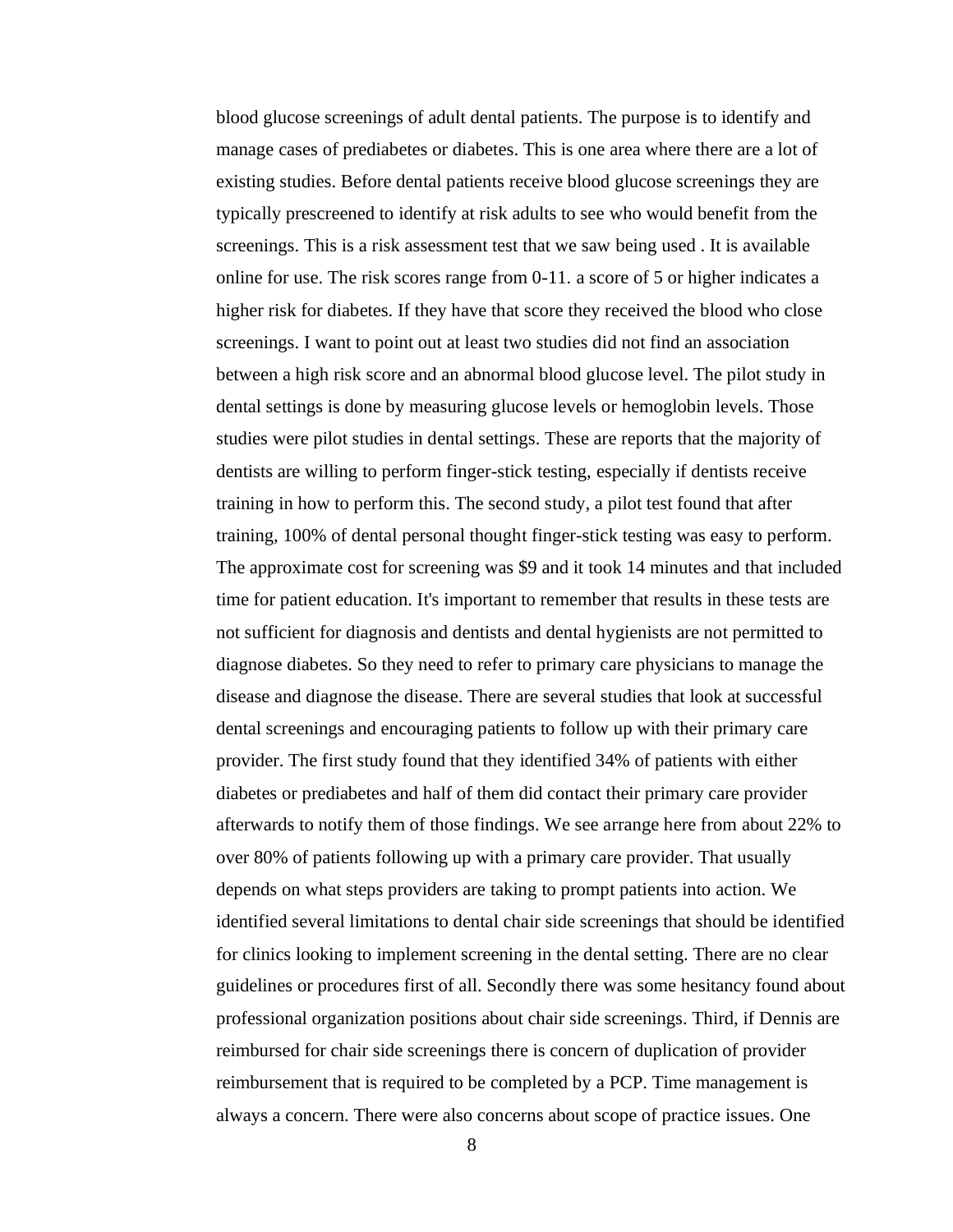blood glucose screenings of adult dental patients. The purpose is to identify and manage cases of prediabetes or diabetes. This is one area where there are a lot of existing studies. Before dental patients receive blood glucose screenings they are typically prescreened to identify at risk adults to see who would benefit from the screenings. This is a risk assessment test that we saw being used . It is available online for use. The risk scores range from 0-11. a score of 5 or higher indicates a higher risk for diabetes. If they have that score they received the blood who close screenings. I want to point out at least two studies did not find an association between a high risk score and an abnormal blood glucose level. The pilot study in dental settings is done by measuring glucose levels or hemoglobin levels. Those studies were pilot studies in dental settings. These are reports that the majority of dentists are willing to perform finger-stick testing, especially if dentists receive training in how to perform this. The second study, a pilot test found that after training, 100% of dental personal thought finger-stick testing was easy to perform. The approximate cost for screening was $9 and it took 14 minutes and that included time for patient education. It's important to remember that results in these tests are not sufficient for diagnosis and dentists and dental hygienists are not permitted to diagnose diabetes. So they need to refer to primary care physicians to manage the disease and diagnose the disease. There are several studies that look at successful dental screenings and encouraging patients to follow up with their primary care provider. The first study found that they identified 34% of patients with either diabetes or prediabetes and half of them did contact their primary care provider afterwards to notify them of those findings. We see arrange here from about 22% to over 80% of patients following up with a primary care provider. That usually depends on what steps providers are taking to prompt patients into action. We identified several limitations to dental chair side screenings that should be identified for clinics looking to implement screening in the dental setting. There are no clear guidelines or procedures first of all. Secondly there was some hesitancy found about professional organization positions about chair side screenings. Third, if Dennis are reimbursed for chair side screenings there is concern of duplication of provider reimbursement that is required to be completed by a PCP. Time management is always a concern. There were also concerns about scope of practice issues. One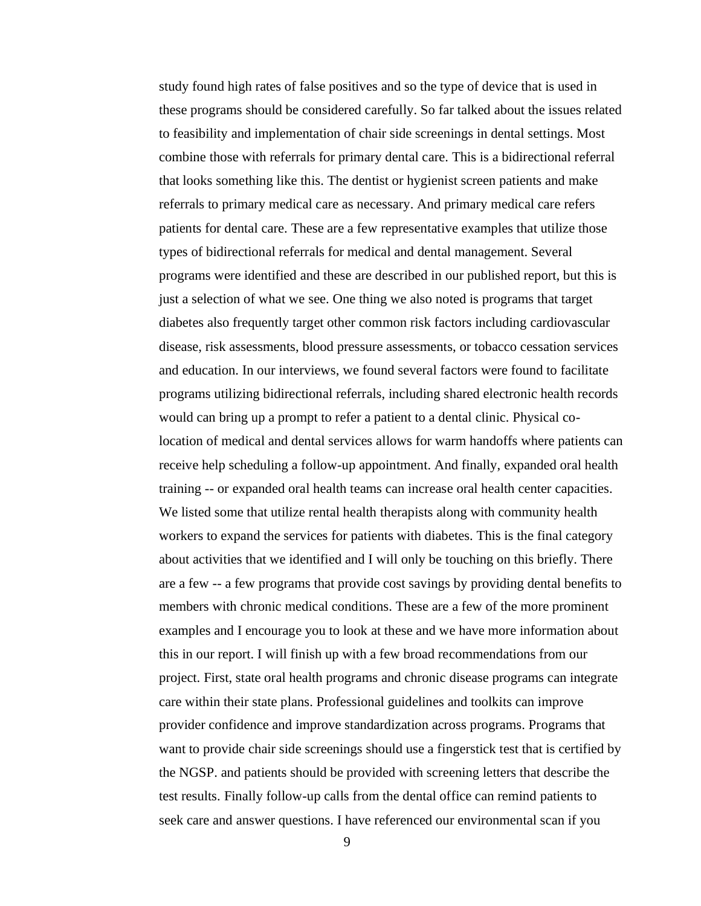study found high rates of false positives and so the type of device that is used in these programs should be considered carefully. So far talked about the issues related to feasibility and implementation of chair side screenings in dental settings. Most combine those with referrals for primary dental care. This is a bidirectional referral that looks something like this. The dentist or hygienist screen patients and make referrals to primary medical care as necessary. And primary medical care refers patients for dental care. These are a few representative examples that utilize those types of bidirectional referrals for medical and dental management. Several programs were identified and these are described in our published report, but this is just a selection of what we see. One thing we also noted is programs that target diabetes also frequently target other common risk factors including cardiovascular disease, risk assessments, blood pressure assessments, or tobacco cessation services and education. In our interviews, we found several factors were found to facilitate programs utilizing bidirectional referrals, including shared electronic health records would can bring up a prompt to refer a patient to a dental clinic. Physical co-location of medical and dental services allows for warm handoffs where patients can receive help scheduling a follow-up appointment. And finally, expanded oral health training -- or expanded oral health teams can increase oral health center capacities. We listed some that utilize rental health therapists along with community health workers to expand the services for patients with diabetes. This is the final category about activities that we identified and I will only be touching on this briefly. There are a few -- a few programs that provide cost savings by providing dental benefits to members with chronic medical conditions. These are a few of the more prominent examples and I encourage you to look at these and we have more information about this in our report. I will finish up with a few broad recommendations from our project. First, state oral health programs and chronic disease programs can integrate care within their state plans. Professional guidelines and toolkits can improve provider confidence and improve standardization across programs. Programs that want to provide chair side screenings should use a fingerstick test that is certified by the NGSP. and patients should be provided with screening letters that describe the test results. Finally follow-up calls from the dental office can remind patients to seek care and answer questions. I have referenced our environmental scan if you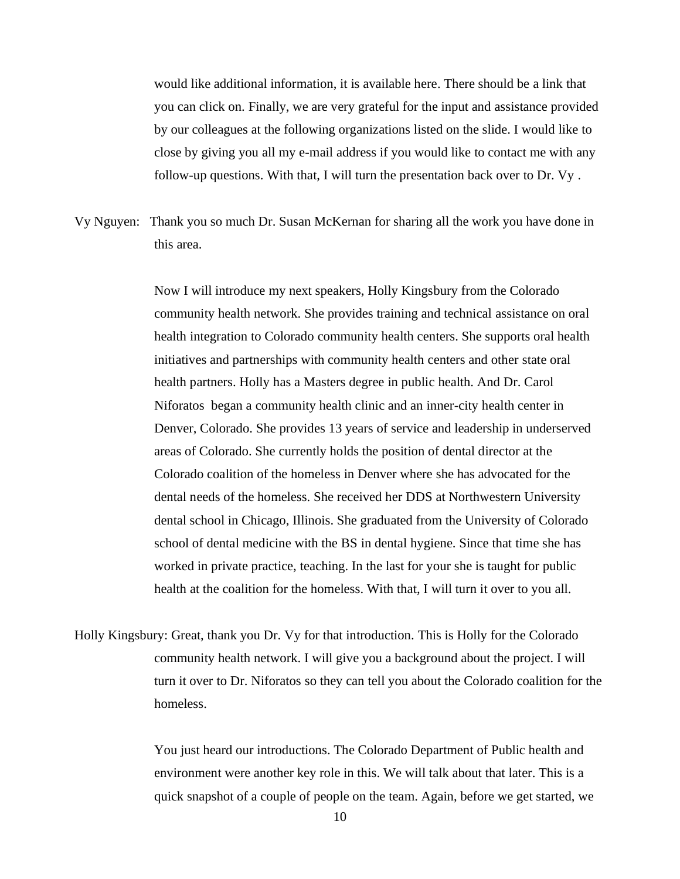would like additional information, it is available here. There should be a link that you can click on. Finally, we are very grateful for the input and assistance provided by our colleagues at the following organizations listed on the slide. I would like to close by giving you all my e-mail address if you would like to contact me with any follow-up questions. With that, I will turn the presentation back over to Dr. Vy .

Vy Nguyen: Thank you so much Dr. Susan McKernan for sharing all the work you have done in this area.

Now I will introduce my next speakers, Holly Kingsbury from the Colorado community health network. She provides training and technical assistance on oral health integration to Colorado community health centers. She supports oral health initiatives and partnerships with community health centers and other state oral health partners. Holly has a Masters degree in public health. And Dr. Carol Niforatos began a community health clinic and an inner-city health center in Denver, Colorado. She provides 13 years of service and leadership in underserved areas of Colorado. She currently holds the position of dental director at the Colorado coalition of the homeless in Denver where she has advocated for the dental needs of the homeless. She received her DDS at Northwestern University dental school in Chicago, Illinois. She graduated from the University of Colorado school of dental medicine with the BS in dental hygiene. Since that time she has worked in private practice, teaching. In the last for your she is taught for public health at the coalition for the homeless. With that, I will turn it over to you all.

Holly Kingsbury: Great, thank you Dr. Vy for that introduction. This is Holly for the Colorado community health network. I will give you a background about the project. I will turn it over to Dr. Niforatos so they can tell you about the Colorado coalition for the homeless.

You just heard our introductions. The Colorado Department of Public health and environment were another key role in this. We will talk about that later. This is a quick snapshot of a couple of people on the team. Again, before we get started, we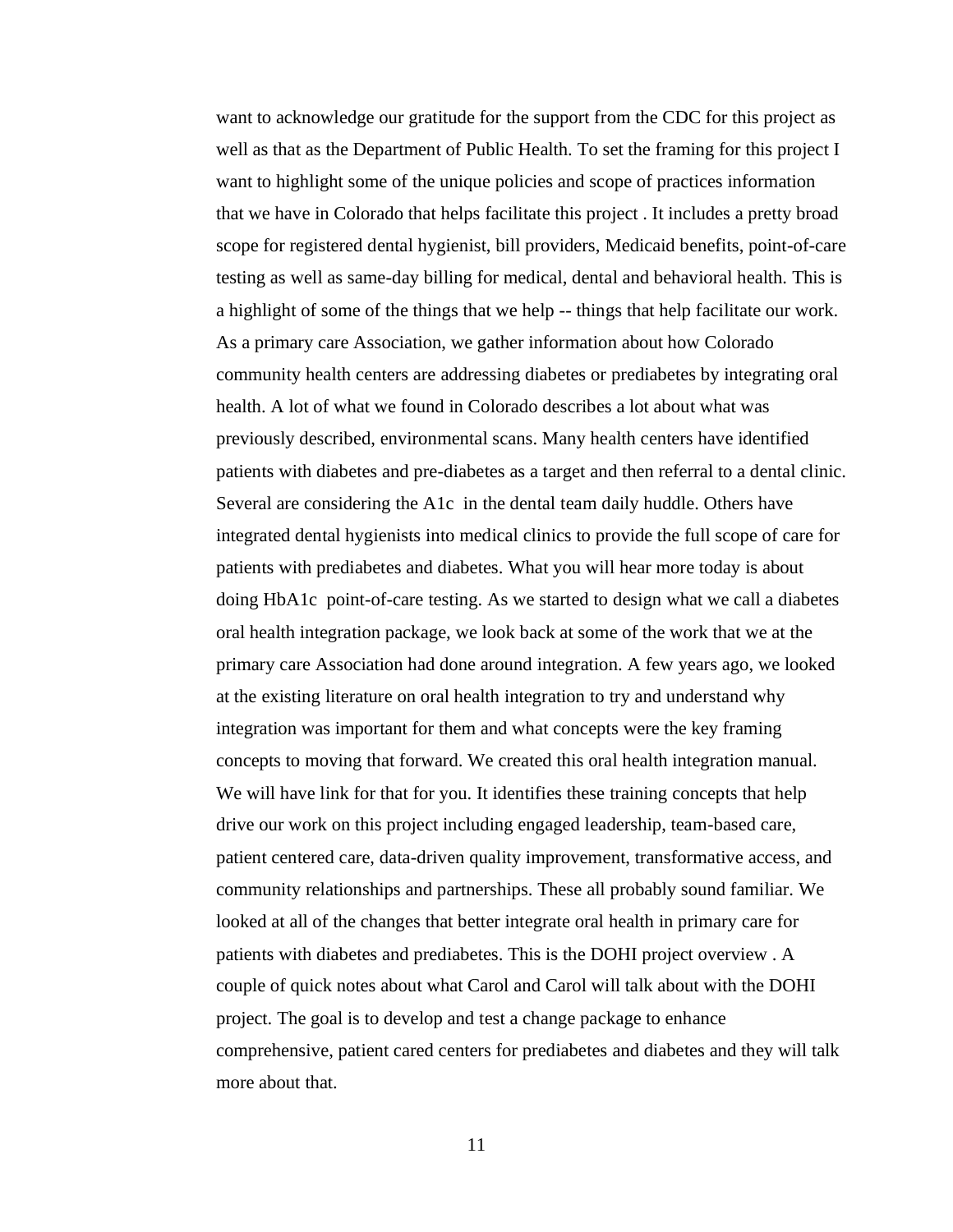want to acknowledge our gratitude for the support from the CDC for this project as well as that as the Department of Public Health. To set the framing for this project I want to highlight some of the unique policies and scope of practices information that we have in Colorado that helps facilitate this project . It includes a pretty broad scope for registered dental hygienist, bill providers, Medicaid benefits, point-of-care testing as well as same-day billing for medical, dental and behavioral health. This is a highlight of some of the things that we help -- things that help facilitate our work. As a primary care Association, we gather information about how Colorado community health centers are addressing diabetes or prediabetes by integrating oral health. A lot of what we found in Colorado describes a lot about what was previously described, environmental scans. Many health centers have identified patients with diabetes and pre-diabetes as a target and then referral to a dental clinic. Several are considering the A1c in the dental team daily huddle. Others have integrated dental hygienists into medical clinics to provide the full scope of care for patients with prediabetes and diabetes. What you will hear more today is about doing HbA1c point-of-care testing. As we started to design what we call a diabetes oral health integration package, we look back at some of the work that we at the primary care Association had done around integration. A few years ago, we looked at the existing literature on oral health integration to try and understand why integration was important for them and what concepts were the key framing concepts to moving that forward. We created this oral health integration manual. We will have link for that for you. It identifies these training concepts that help drive our work on this project including engaged leadership, team-based care, patient centered care, data-driven quality improvement, transformative access, and community relationships and partnerships. These all probably sound familiar. We looked at all of the changes that better integrate oral health in primary care for patients with diabetes and prediabetes. This is the DOHI project overview . A couple of quick notes about what Carol and Carol will talk about with the DOHI project. The goal is to develop and test a change package to enhance comprehensive, patient cared centers for prediabetes and diabetes and they will talk more about that.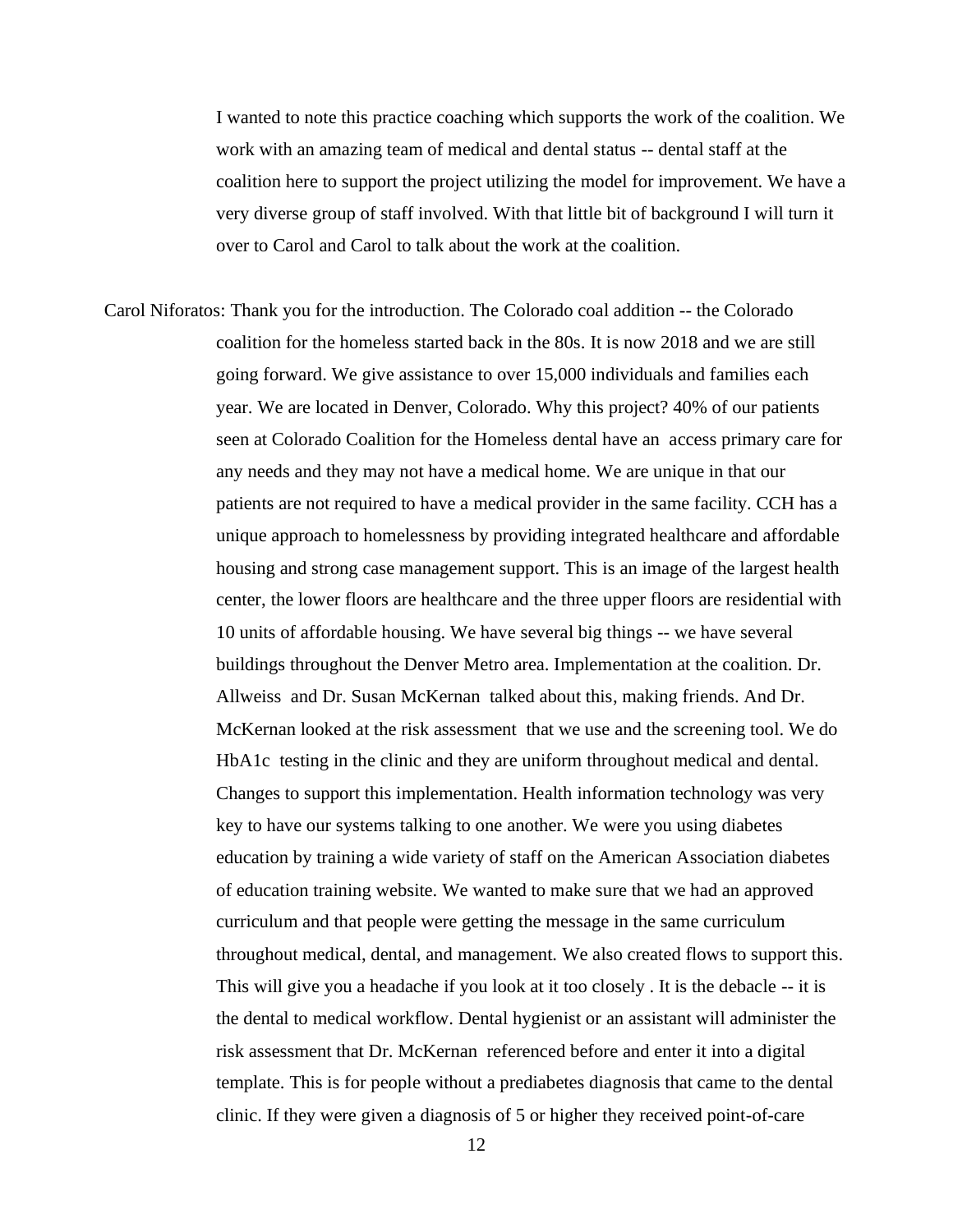I wanted to note this practice coaching which supports the work of the coalition. We work with an amazing team of medical and dental status -- dental staff at the coalition here to support the project utilizing the model for improvement. We have a very diverse group of staff involved. With that little bit of background I will turn it over to Carol and Carol to talk about the work at the coalition.

Carol Niforatos: Thank you for the introduction. The Colorado coal addition -- the Colorado coalition for the homeless started back in the 80s. It is now 2018 and we are still going forward. We give assistance to over 15,000 individuals and families each year. We are located in Denver, Colorado. Why this project? 40% of our patients seen at Colorado Coalition for the Homeless dental have an access primary care for any needs and they may not have a medical home. We are unique in that our patients are not required to have a medical provider in the same facility. CCH has a unique approach to homelessness by providing integrated healthcare and affordable housing and strong case management support. This is an image of the largest health center, the lower floors are healthcare and the three upper floors are residential with 10 units of affordable housing. We have several big things -- we have several buildings throughout the Denver Metro area. Implementation at the coalition. Dr. Allweiss and Dr. Susan McKernan talked about this, making friends. And Dr. McKernan looked at the risk assessment that we use and the screening tool. We do HbA1c testing in the clinic and they are uniform throughout medical and dental. Changes to support this implementation. Health information technology was very key to have our systems talking to one another. We were you using diabetes education by training a wide variety of staff on the American Association diabetes of education training website. We wanted to make sure that we had an approved curriculum and that people were getting the message in the same curriculum throughout medical, dental, and management. We also created flows to support this. This will give you a headache if you look at it too closely . It is the debacle -- it is the dental to medical workflow. Dental hygienist or an assistant will administer the risk assessment that Dr. McKernan referenced before and enter it into a digital template. This is for people without a prediabetes diagnosis that came to the dental clinic. If they were given a diagnosis of 5 or higher they received point-of-care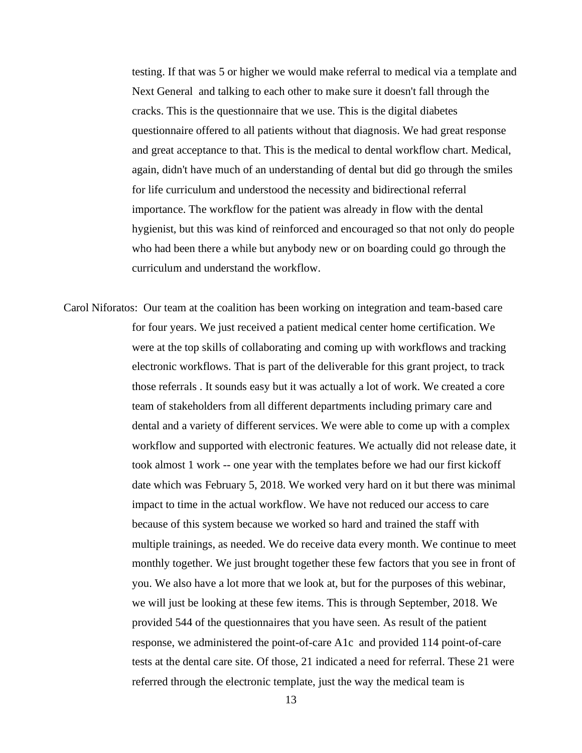testing. If that was 5 or higher we would make referral to medical via a template and Next General and talking to each other to make sure it doesn't fall through the cracks. This is the questionnaire that we use. This is the digital diabetes questionnaire offered to all patients without that diagnosis. We had great response and great acceptance to that. This is the medical to dental workflow chart. Medical, again, didn't have much of an understanding of dental but did go through the smiles for life curriculum and understood the necessity and bidirectional referral importance. The workflow for the patient was already in flow with the dental hygienist, but this was kind of reinforced and encouraged so that not only do people who had been there a while but anybody new or on boarding could go through the curriculum and understand the workflow.

Carol Niforatos: Our team at the coalition has been working on integration and team-based care for four years. We just received a patient medical center home certification. We were at the top skills of collaborating and coming up with workflows and tracking electronic workflows. That is part of the deliverable for this grant project, to track those referrals . It sounds easy but it was actually a lot of work. We created a core team of stakeholders from all different departments including primary care and dental and a variety of different services. We were able to come up with a complex workflow and supported with electronic features. We actually did not release date, it took almost 1 work -- one year with the templates before we had our first kickoff date which was February 5, 2018. We worked very hard on it but there was minimal impact to time in the actual workflow. We have not reduced our access to care because of this system because we worked so hard and trained the staff with multiple trainings, as needed. We do receive data every month. We continue to meet monthly together. We just brought together these few factors that you see in front of you. We also have a lot more that we look at, but for the purposes of this webinar, we will just be looking at these few items. This is through September, 2018. We provided 544 of the questionnaires that you have seen. As result of the patient response, we administered the point-of-care A1c and provided 114 point-of-care tests at the dental care site. Of those, 21 indicated a need for referral. These 21 were referred through the electronic template, just the way the medical team is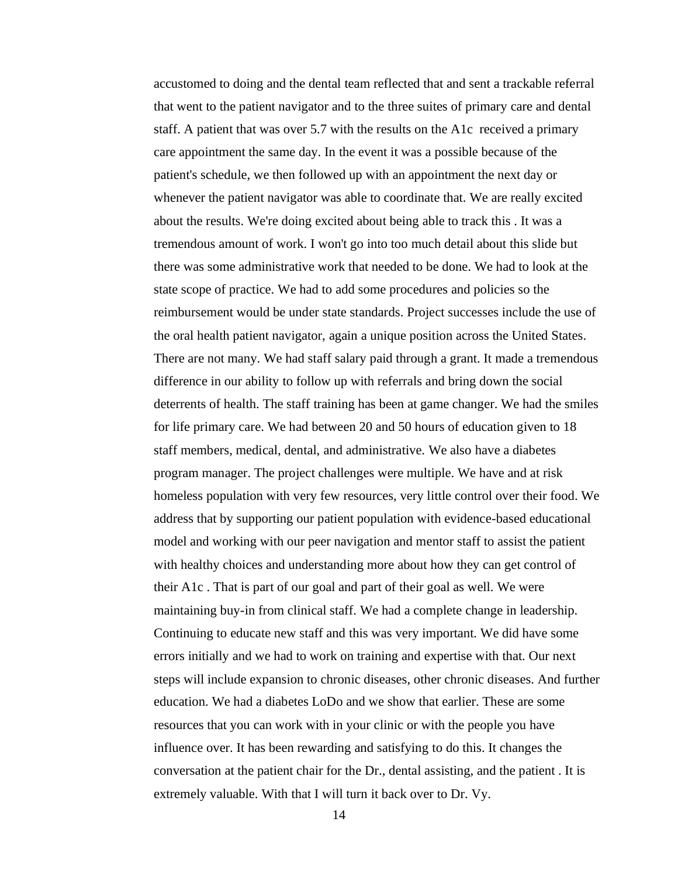accustomed to doing and the dental team reflected that and sent a trackable referral that went to the patient navigator and to the three suites of primary care and dental staff. A patient that was over 5.7 with the results on the A1c received a primary care appointment the same day. In the event it was a possible because of the patient's schedule, we then followed up with an appointment the next day or whenever the patient navigator was able to coordinate that. We are really excited about the results. We're doing excited about being able to track this . It was a tremendous amount of work. I won't go into too much detail about this slide but there was some administrative work that needed to be done. We had to look at the state scope of practice. We had to add some procedures and policies so the reimbursement would be under state standards. Project successes include the use of the oral health patient navigator, again a unique position across the United States. There are not many. We had staff salary paid through a grant. It made a tremendous difference in our ability to follow up with referrals and bring down the social deterrents of health. The staff training has been at game changer. We had the smiles for life primary care. We had between 20 and 50 hours of education given to 18 staff members, medical, dental, and administrative. We also have a diabetes program manager. The project challenges were multiple. We have and at risk homeless population with very few resources, very little control over their food. We address that by supporting our patient population with evidence-based educational model and working with our peer navigation and mentor staff to assist the patient with healthy choices and understanding more about how they can get control of their A1c . That is part of our goal and part of their goal as well. We were maintaining buy-in from clinical staff. We had a complete change in leadership. Continuing to educate new staff and this was very important. We did have some errors initially and we had to work on training and expertise with that. Our next steps will include expansion to chronic diseases, other chronic diseases. And further education. We had a diabetes LoDo and we show that earlier. These are some resources that you can work with in your clinic or with the people you have influence over. It has been rewarding and satisfying to do this. It changes the conversation at the patient chair for the Dr., dental assisting, and the patient . It is extremely valuable. With that I will turn it back over to Dr. Vy.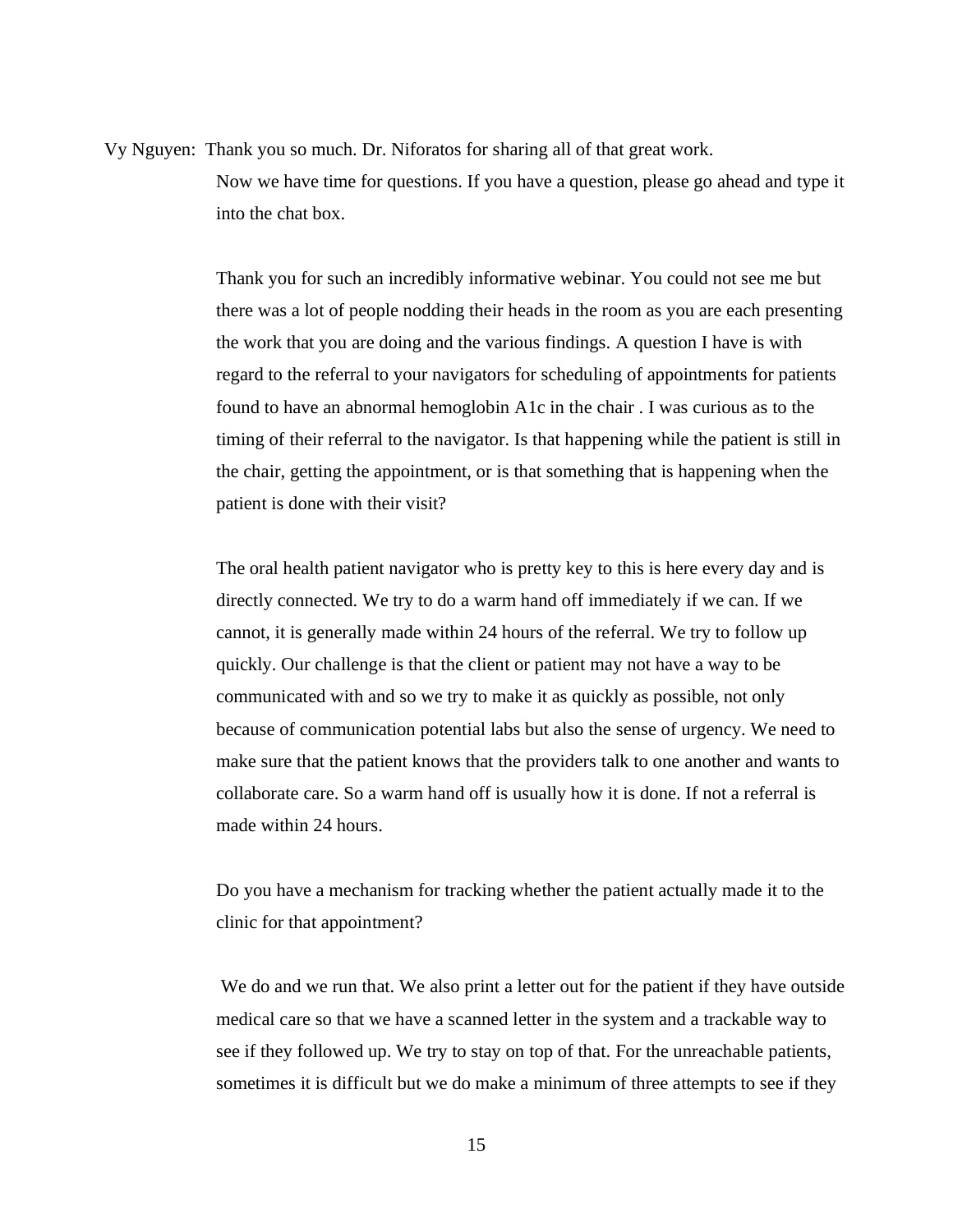Vy Nguyen: Thank you so much. Dr. Niforatos for sharing all of that great work.

Now we have time for questions. If you have a question, please go ahead and type it into the chat box.

Thank you for such an incredibly informative webinar. You could not see me but there was a lot of people nodding their heads in the room as you are each presenting the work that you are doing and the various findings. A question I have is with regard to the referral to your navigators for scheduling of appointments for patients found to have an abnormal hemoglobin A1c in the chair . I was curious as to the timing of their referral to the navigator. Is that happening while the patient is still in the chair, getting the appointment, or is that something that is happening when the patient is done with their visit?

The oral health patient navigator who is pretty key to this is here every day and is directly connected. We try to do a warm hand off immediately if we can. If we cannot, it is generally made within 24 hours of the referral. We try to follow up quickly. Our challenge is that the client or patient may not have a way to be communicated with and so we try to make it as quickly as possible, not only because of communication potential labs but also the sense of urgency. We need to make sure that the patient knows that the providers talk to one another and wants to collaborate care. So a warm hand off is usually how it is done. If not a referral is made within 24 hours.

Do you have a mechanism for tracking whether the patient actually made it to the clinic for that appointment?

We do and we run that. We also print a letter out for the patient if they have outside medical care so that we have a scanned letter in the system and a trackable way to see if they followed up. We try to stay on top of that. For the unreachable patients, sometimes it is difficult but we do make a minimum of three attempts to see if they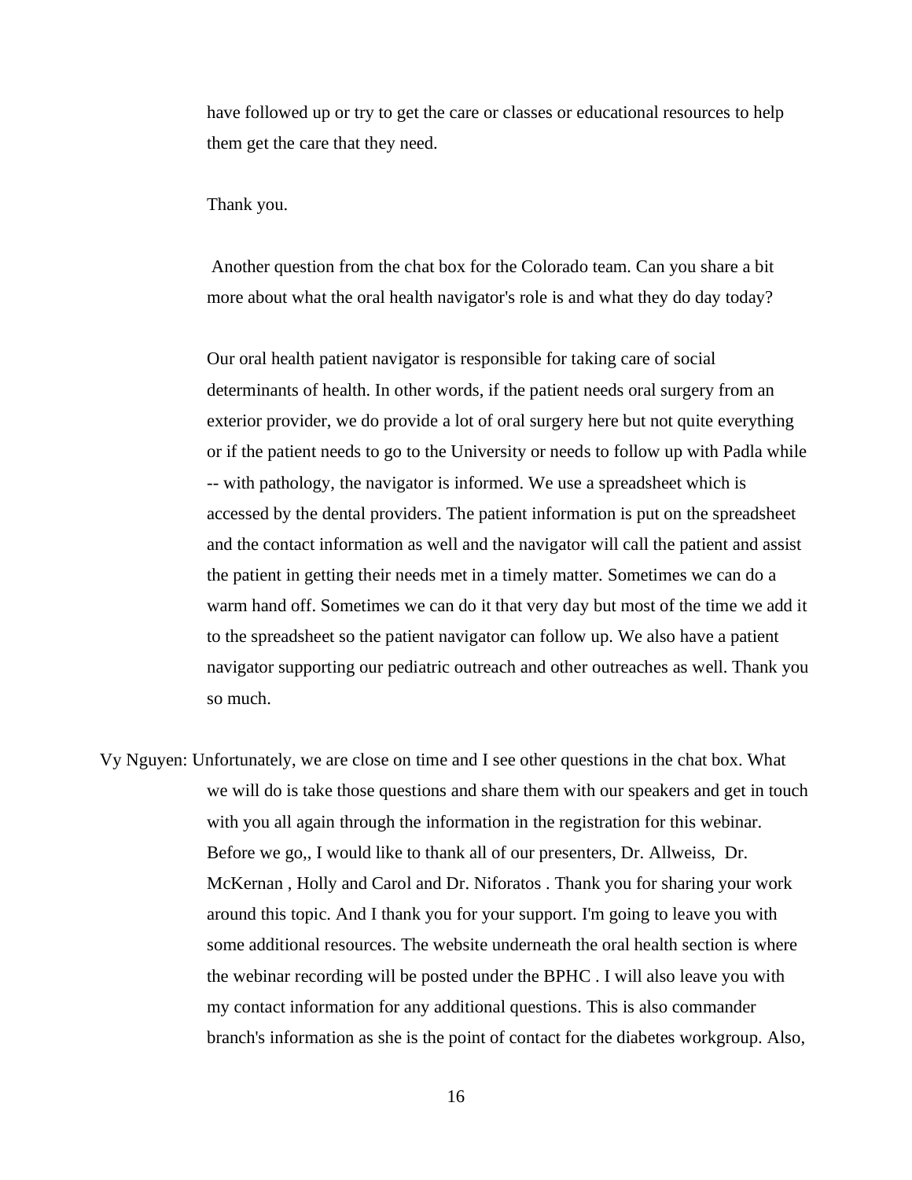have followed up or try to get the care or classes or educational resources to help them get the care that they need.

Thank you.

Another question from the chat box for the Colorado team. Can you share a bit more about what the oral health navigator's role is and what they do day today?

Our oral health patient navigator is responsible for taking care of social determinants of health. In other words, if the patient needs oral surgery from an exterior provider, we do provide a lot of oral surgery here but not quite everything or if the patient needs to go to the University or needs to follow up with Padla while -- with pathology, the navigator is informed. We use a spreadsheet which is accessed by the dental providers. The patient information is put on the spreadsheet and the contact information as well and the navigator will call the patient and assist the patient in getting their needs met in a timely matter. Sometimes we can do a warm hand off. Sometimes we can do it that very day but most of the time we add it to the spreadsheet so the patient navigator can follow up. We also have a patient navigator supporting our pediatric outreach and other outreaches as well. Thank you so much.

Vy Nguyen: Unfortunately, we are close on time and I see other questions in the chat box. What we will do is take those questions and share them with our speakers and get in touch with you all again through the information in the registration for this webinar. Before we go,, I would like to thank all of our presenters, Dr. Allweiss, Dr. McKernan , Holly and Carol and Dr. Niforatos . Thank you for sharing your work around this topic. And I thank you for your support. I'm going to leave you with some additional resources. The website underneath the oral health section is where the webinar recording will be posted under the BPHC . I will also leave you with my contact information for any additional questions. This is also commander branch's information as she is the point of contact for the diabetes workgroup. Also,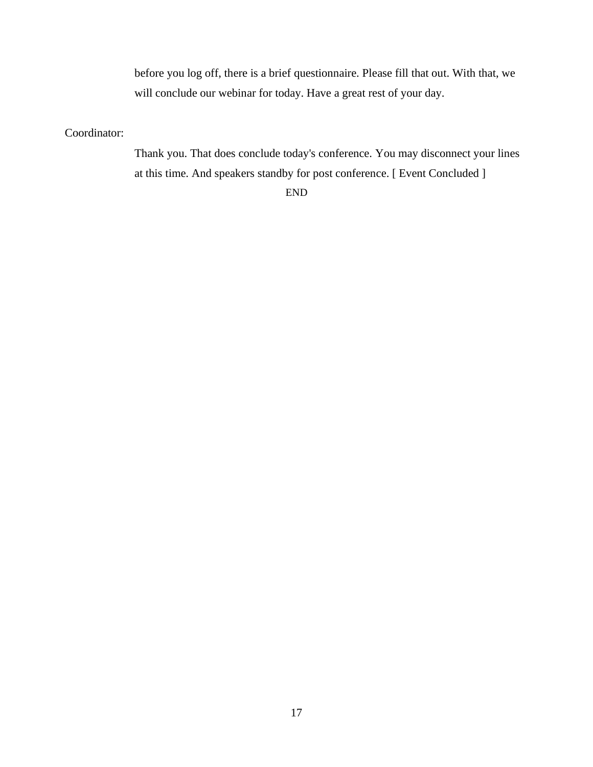before you log off, there is a brief questionnaire. Please fill that out. With that, we will conclude our webinar for today. Have a great rest of your day.

Coordinator:

Thank you. That does conclude today's conference. You may disconnect your lines at this time. And speakers standby for post conference. [ Event Concluded ]

END